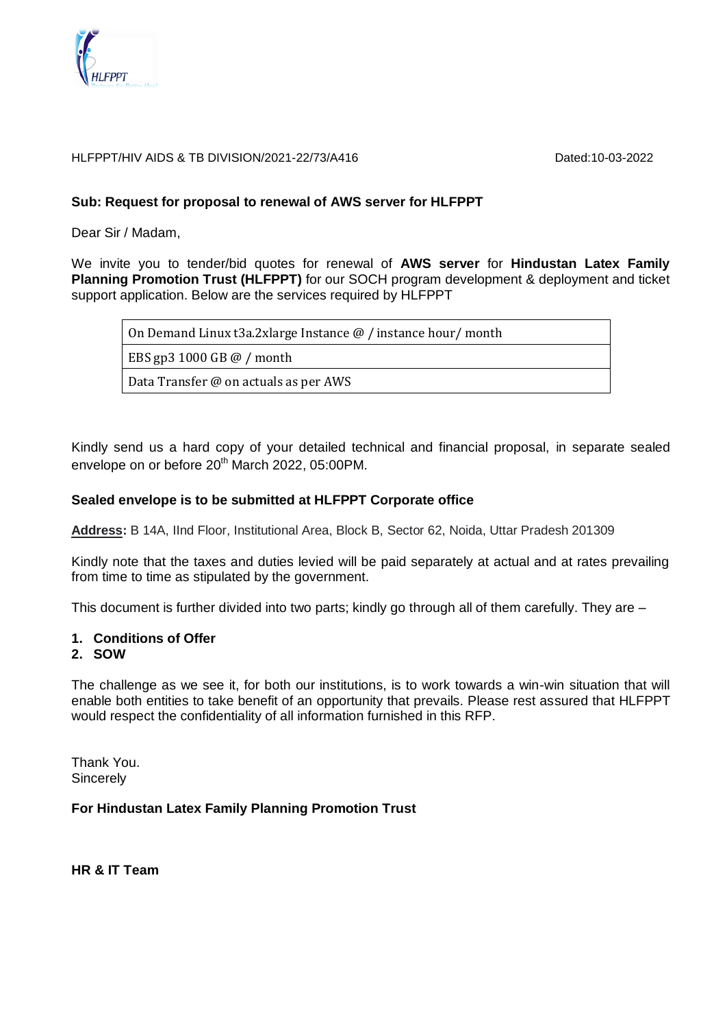HLFPPT/HIV AIDS & TB DIVISION/2021-22/73/A416 Dated:10-03-2022

**Sub: Request for proposal to renewal of AWS server for HLFPPT**

Dear Sir / Madam,

We invite you to tender/bid quotes for renewal of **AWS server** for **Hindustan Latex Family Planning Promotion Trust (HLFPPT)** for our SOCH program development & deployment and ticket support application. Below are the services required by HLFPPT

| On Demand Linux t3a.2xlarge Instance @ / instance hour/ month |
|---|
| EBS gp3 1000 GB @ / month |
| Data Transfer @ on actuals as per AWS |

Kindly send us a hard copy of your detailed technical and financial proposal, in separate sealed envelope on or before 20th March 2022, 05:00PM.

**Sealed envelope is to be submitted at HLFPPT Corporate office**

**Address:** B 14A, IInd Floor, Institutional Area, Block B, Sector 62, Noida, Uttar Pradesh 201309

Kindly note that the taxes and duties levied will be paid separately at actual and at rates prevailing from time to time as stipulated by the government.

This document is further divided into two parts; kindly go through all of them carefully. They are –

1. **Conditions of Offer**
2. **SOW**

The challenge as we see it, for both our institutions, is to work towards a win-win situation that will enable both entities to take benefit of an opportunity that prevails. Please rest assured that HLFPPT would respect the confidentiality of all information furnished in this RFP.

Thank You.
Sincerely

**For Hindustan Latex Family Planning Promotion Trust**

**HR & IT Team**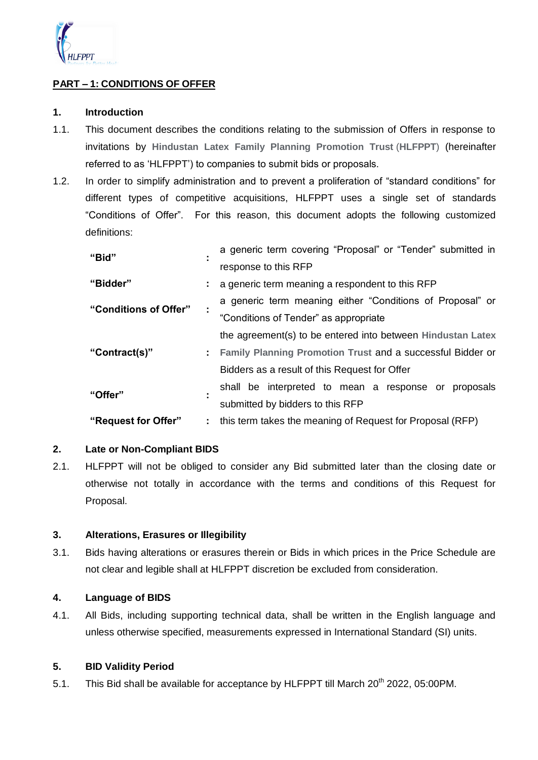## PART – 1: CONDITIONS OF OFFER

### 1. Introduction

1.1. This document describes the conditions relating to the submission of Offers in response to invitations by **Hindustan Latex Family Planning Promotion Trust** (**HLFPPT**) (hereinafter referred to as 'HLFPPT') to companies to submit bids or proposals.

1.2. In order to simplify administration and to prevent a proliferation of "standard conditions" for different types of competitive acquisitions, HLFPPT uses a single set of standards "Conditions of Offer". For this reason, this document adopts the following customized definitions:

| | | |
|---|---|---|
| **"Bid"** | : | a generic term covering "Proposal" or "Tender" submitted in response to this RFP |
| **"Bidder"** | : | a generic term meaning a respondent to this RFP |
| **"Conditions of Offer"** | : | a generic term meaning either "Conditions of Proposal" or "Conditions of Tender" as appropriate |
| **"Contract(s)"** | : | the agreement(s) to be entered into between **Hindustan Latex Family Planning Promotion Trust** and a successful Bidder or Bidders as a result of this Request for Offer |
| **"Offer"** | : | shall be interpreted to mean a response or proposals submitted by bidders to this RFP |
| **"Request for Offer"** | : | this term takes the meaning of Request for Proposal (RFP) |

### 2. Late or Non-Compliant BIDS

2.1. HLFPPT will not be obliged to consider any Bid submitted later than the closing date or otherwise not totally in accordance with the terms and conditions of this Request for Proposal.

### 3. Alterations, Erasures or Illegibility

3.1. Bids having alterations or erasures therein or Bids in which prices in the Price Schedule are not clear and legible shall at HLFPPT discretion be excluded from consideration.

### 4. Language of BIDS

4.1. All Bids, including supporting technical data, shall be written in the English language and unless otherwise specified, measurements expressed in International Standard (SI) units.

### 5. BID Validity Period

5.1. This Bid shall be available for acceptance by HLFPPT till March 20th 2022, 05:00PM.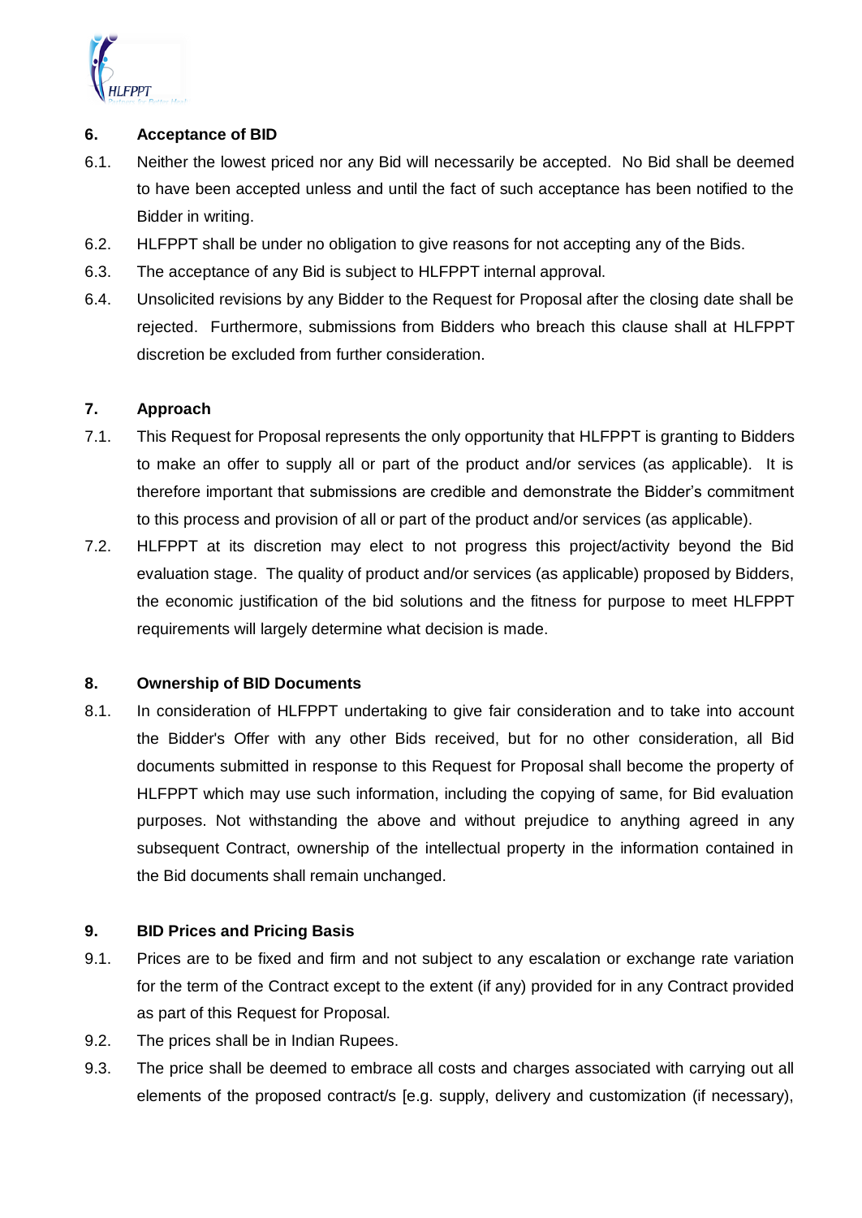## 6. Acceptance of BID

6.1. Neither the lowest priced nor any Bid will necessarily be accepted. No Bid shall be deemed to have been accepted unless and until the fact of such acceptance has been notified to the Bidder in writing.

6.2. HLFPPT shall be under no obligation to give reasons for not accepting any of the Bids.

6.3. The acceptance of any Bid is subject to HLFPPT internal approval.

6.4. Unsolicited revisions by any Bidder to the Request for Proposal after the closing date shall be rejected. Furthermore, submissions from Bidders who breach this clause shall at HLFPPT discretion be excluded from further consideration.

## 7. Approach

7.1. This Request for Proposal represents the only opportunity that HLFPPT is granting to Bidders to make an offer to supply all or part of the product and/or services (as applicable). It is therefore important that submissions are credible and demonstrate the Bidder's commitment to this process and provision of all or part of the product and/or services (as applicable).

7.2. HLFPPT at its discretion may elect to not progress this project/activity beyond the Bid evaluation stage. The quality of product and/or services (as applicable) proposed by Bidders, the economic justification of the bid solutions and the fitness for purpose to meet HLFPPT requirements will largely determine what decision is made.

## 8. Ownership of BID Documents

8.1. In consideration of HLFPPT undertaking to give fair consideration and to take into account the Bidder's Offer with any other Bids received, but for no other consideration, all Bid documents submitted in response to this Request for Proposal shall become the property of HLFPPT which may use such information, including the copying of same, for Bid evaluation purposes. Not withstanding the above and without prejudice to anything agreed in any subsequent Contract, ownership of the intellectual property in the information contained in the Bid documents shall remain unchanged.

## 9. BID Prices and Pricing Basis

9.1. Prices are to be fixed and firm and not subject to any escalation or exchange rate variation for the term of the Contract except to the extent (if any) provided for in any Contract provided as part of this Request for Proposal.

9.2. The prices shall be in Indian Rupees.

9.3. The price shall be deemed to embrace all costs and charges associated with carrying out all elements of the proposed contract/s [e.g. supply, delivery and customization (if necessary),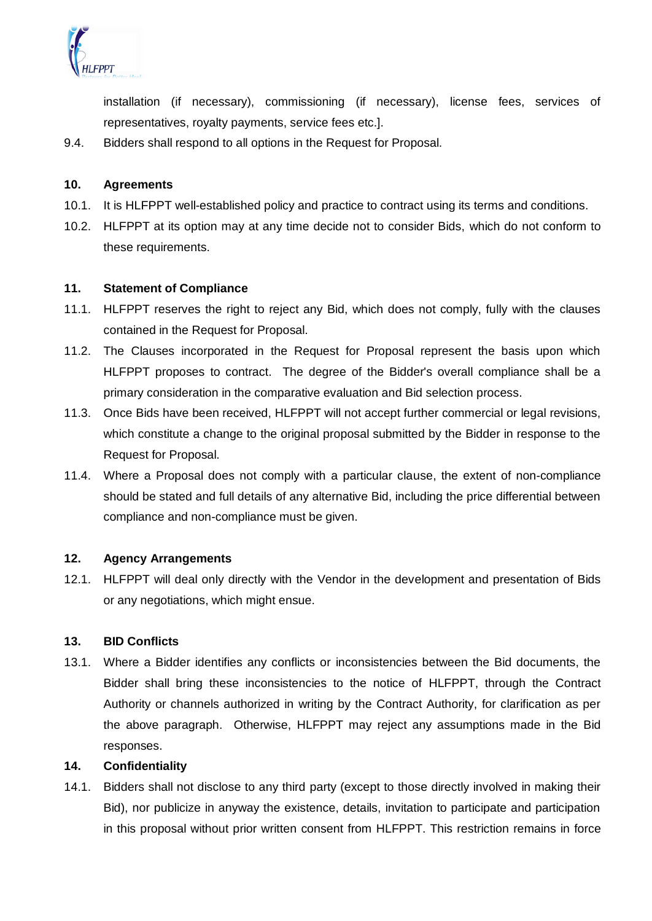installation (if necessary), commissioning (if necessary), license fees, services of representatives, royalty payments, service fees etc.].

9.4. Bidders shall respond to all options in the Request for Proposal.

**10. Agreements**

10.1. It is HLFPPT well-established policy and practice to contract using its terms and conditions.

10.2. HLFPPT at its option may at any time decide not to consider Bids, which do not conform to these requirements.

**11. Statement of Compliance**

11.1. HLFPPT reserves the right to reject any Bid, which does not comply, fully with the clauses contained in the Request for Proposal.

11.2. The Clauses incorporated in the Request for Proposal represent the basis upon which HLFPPT proposes to contract. The degree of the Bidder's overall compliance shall be a primary consideration in the comparative evaluation and Bid selection process.

11.3. Once Bids have been received, HLFPPT will not accept further commercial or legal revisions, which constitute a change to the original proposal submitted by the Bidder in response to the Request for Proposal.

11.4. Where a Proposal does not comply with a particular clause, the extent of non-compliance should be stated and full details of any alternative Bid, including the price differential between compliance and non-compliance must be given.

**12. Agency Arrangements**

12.1. HLFPPT will deal only directly with the Vendor in the development and presentation of Bids or any negotiations, which might ensue.

**13. BID Conflicts**

13.1. Where a Bidder identifies any conflicts or inconsistencies between the Bid documents, the Bidder shall bring these inconsistencies to the notice of HLFPPT, through the Contract Authority or channels authorized in writing by the Contract Authority, for clarification as per the above paragraph. Otherwise, HLFPPT may reject any assumptions made in the Bid responses.

**14. Confidentiality**

14.1. Bidders shall not disclose to any third party (except to those directly involved in making their Bid), nor publicize in anyway the existence, details, invitation to participate and participation in this proposal without prior written consent from HLFPPT. This restriction remains in force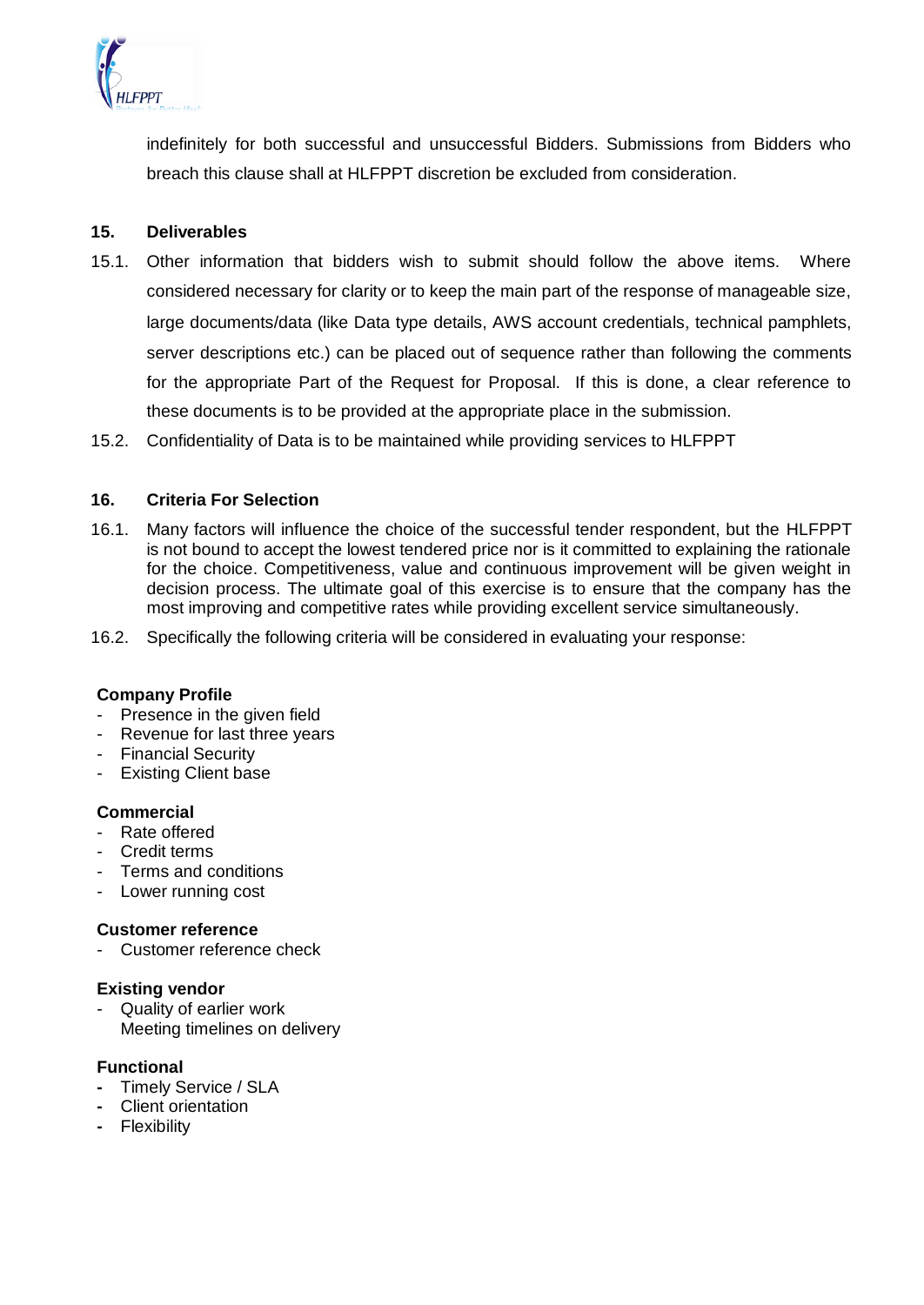indefinitely for both successful and unsuccessful Bidders. Submissions from Bidders who breach this clause shall at HLFPPT discretion be excluded from consideration.

## 15. Deliverables

15.1. Other information that bidders wish to submit should follow the above items. Where considered necessary for clarity or to keep the main part of the response of manageable size, large documents/data (like Data type details, AWS account credentials, technical pamphlets, server descriptions etc.) can be placed out of sequence rather than following the comments for the appropriate Part of the Request for Proposal. If this is done, a clear reference to these documents is to be provided at the appropriate place in the submission.

15.2. Confidentiality of Data is to be maintained while providing services to HLFPPT

## 16. Criteria For Selection

16.1. Many factors will influence the choice of the successful tender respondent, but the HLFPPT is not bound to accept the lowest tendered price nor is it committed to explaining the rationale for the choice. Competitiveness, value and continuous improvement will be given weight in decision process. The ultimate goal of this exercise is to ensure that the company has the most improving and competitive rates while providing excellent service simultaneously.

16.2. Specifically the following criteria will be considered in evaluating your response:

**Company Profile**
- Presence in the given field
- Revenue for last three years
- Financial Security
- Existing Client base

**Commercial**
- Rate offered
- Credit terms
- Terms and conditions
- Lower running cost

**Customer reference**
- Customer reference check

**Existing vendor**
- Quality of earlier work
  Meeting timelines on delivery

**Functional**
- Timely Service / SLA
- Client orientation
- Flexibility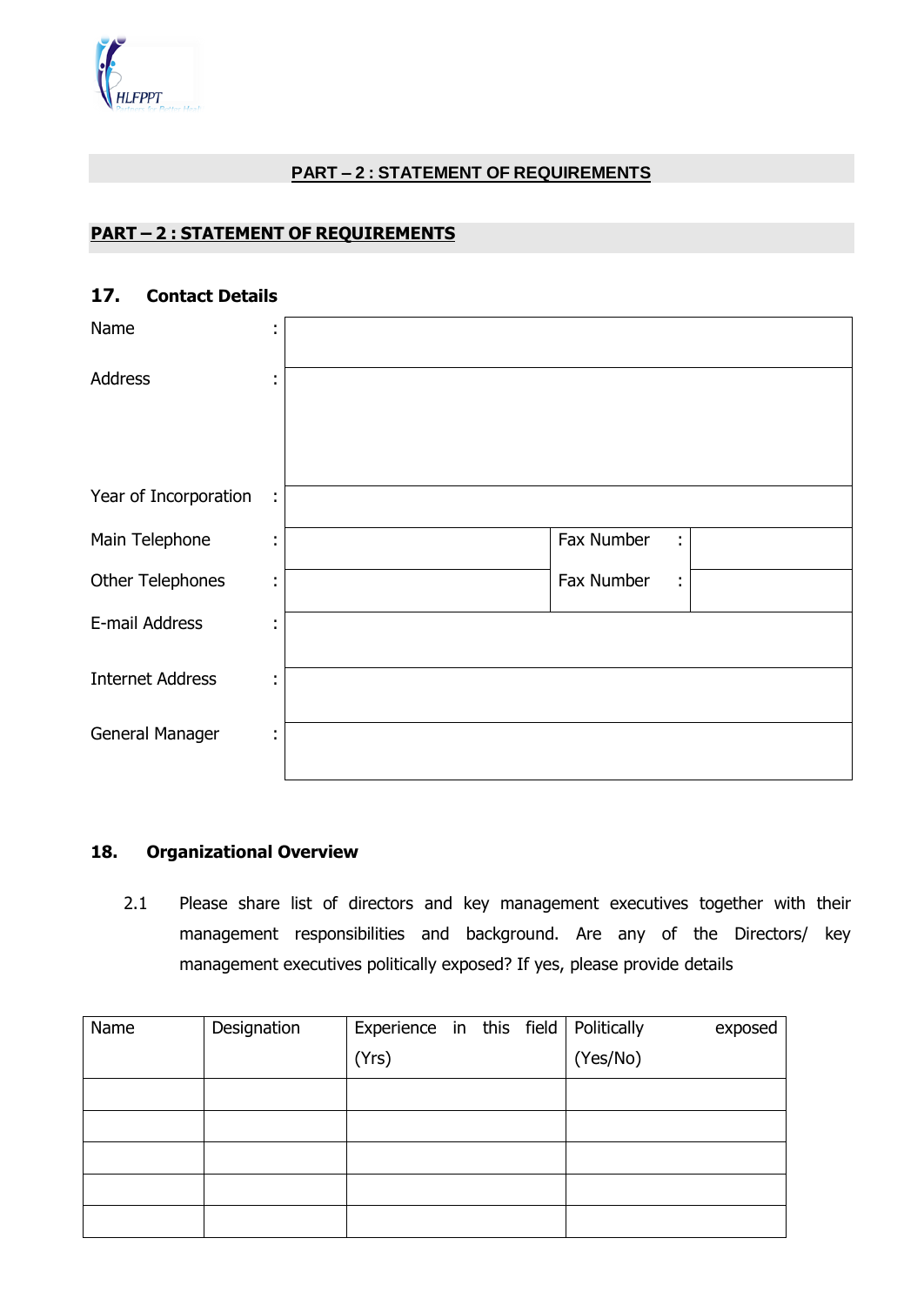## PART – 2 : STATEMENT OF REQUIREMENTS

## PART – 2 : STATEMENT OF REQUIREMENTS

### 17. Contact Details

| | | | | |
|---|---|---|---|---|
| Name : | | | | |
| Address : | | | | |
| Year of Incorporation : | | | | |
| Main Telephone : | | Fax Number : | | |
| Other Telephones : | | Fax Number : | | |
| E-mail Address : | | | | |
| Internet Address : | | | | |
| General Manager : | | | | |

### 18. Organizational Overview

2.1 Please share list of directors and key management executives together with their management responsibilities and background. Are any of the Directors/ key management executives politically exposed? If yes, please provide details

| Name | Designation | Experience in this field (Yrs) | Politically exposed (Yes/No) |
|---|---|---|---|
| | | | |
| | | | |
| | | | |
| | | | |
| | | | |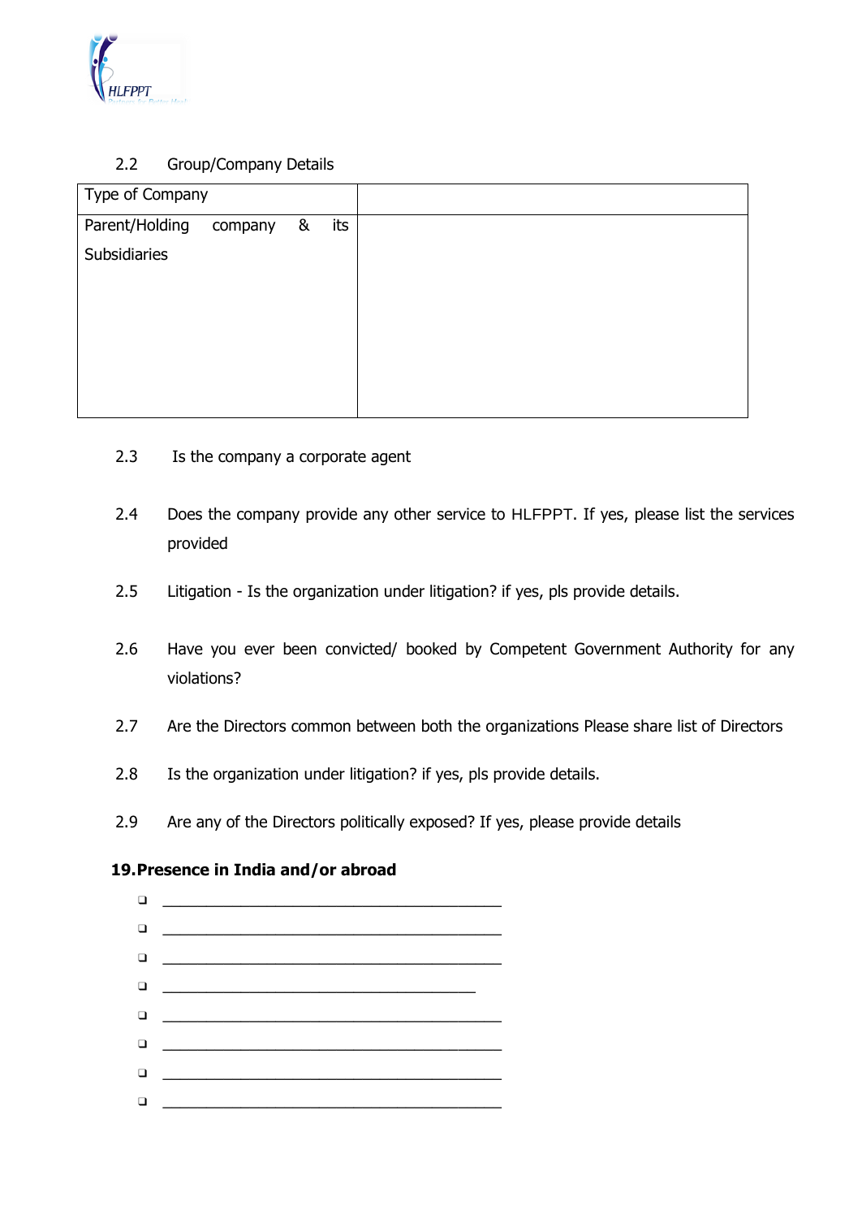2.2 Group/Company Details

| Type of Company | |
|---|---|
| Parent/Holding company & its Subsidiaries | |

2.3 Is the company a corporate agent

2.4 Does the company provide any other service to HLFPPT. If yes, please list the services provided

2.5 Litigation - Is the organization under litigation? if yes, pls provide details.

2.6 Have you ever been convicted/ booked by Competent Government Authority for any violations?

2.7 Are the Directors common between both the organizations Please share list of Directors

2.8 Is the organization under litigation? if yes, pls provide details.

2.9 Are any of the Directors politically exposed? If yes, please provide details

**19. Presence in India and/or abroad**

- ❑ ________________________________________
- ❑ ________________________________________
- ❑ ________________________________________
- ❑ ______________________________________
- ❑ ________________________________________
- ❑ ________________________________________
- ❑ ________________________________________
- ❑ ________________________________________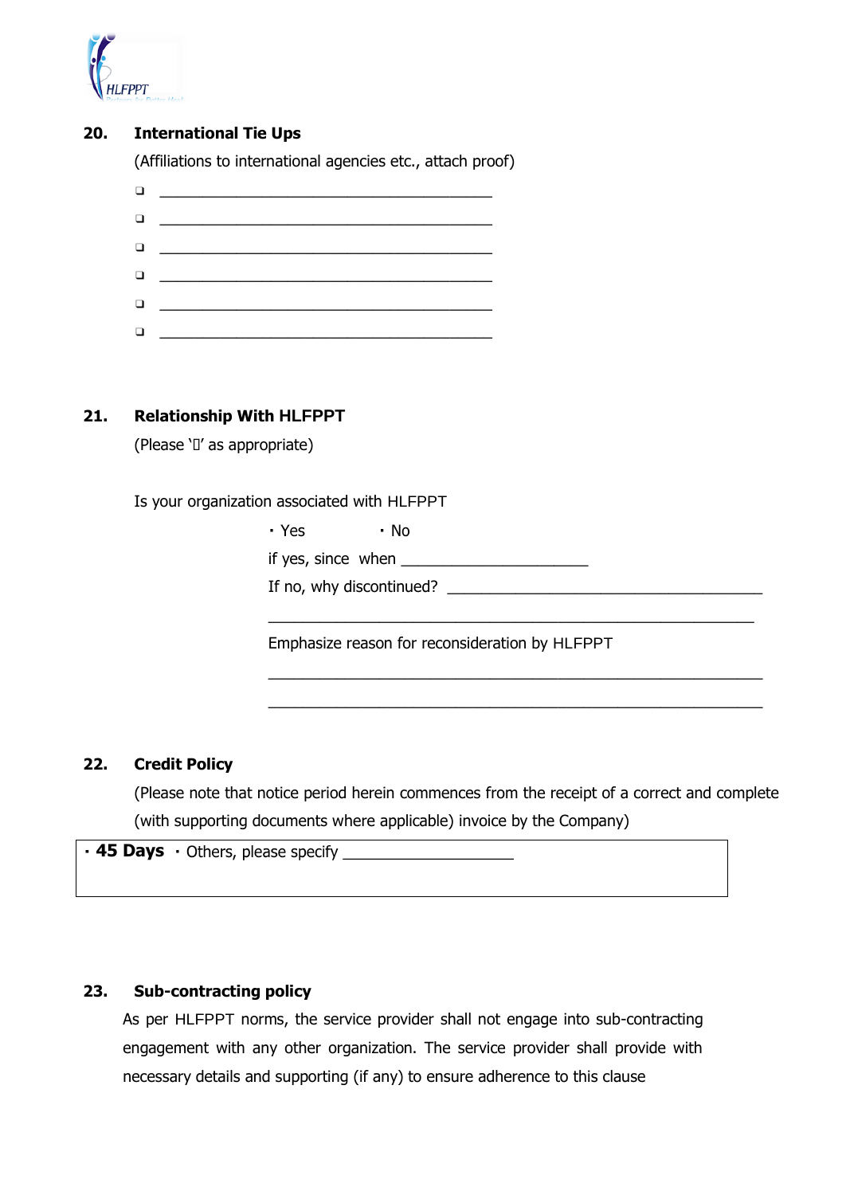## 20. International Tie Ups

(Affiliations to international agencies etc., attach proof)

- ❑ ________________________________________
- ❑ ________________________________________
- ❑ ________________________________________
- ❑ ________________________________________
- ❑ ________________________________________
- ❑ ________________________________________

## 21. Relationship With HLFPPT

(Please '' as appropriate)

Is your organization associated with HLFPPT

· Yes · No

if yes, since when ______________________

If no, why discontinued? ______________________________________

__________________________________________________________

Emphasize reason for reconsideration by HLFPPT

__________________________________________________________

__________________________________________________________

## 22. Credit Policy

(Please note that notice period herein commences from the receipt of a correct and complete (with supporting documents where applicable) invoice by the Company)

| · **45 Days** · Others, please specify ____________________ |
|---|

## 23. Sub-contracting policy

As per HLFPPT norms, the service provider shall not engage into sub-contracting engagement with any other organization. The service provider shall provide with necessary details and supporting (if any) to ensure adherence to this clause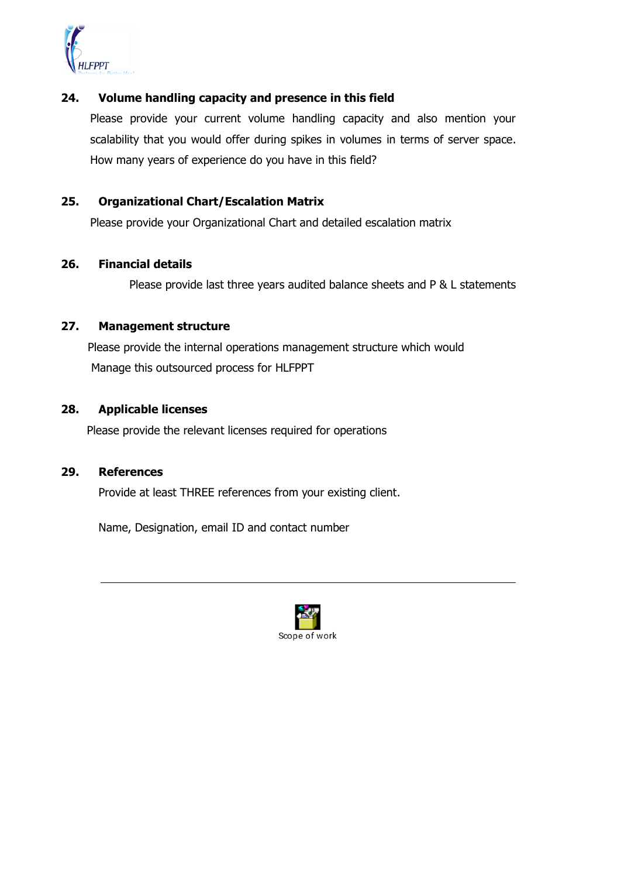**24. Volume handling capacity and presence in this field**

Please provide your current volume handling capacity and also mention your scalability that you would offer during spikes in volumes in terms of server space. How many years of experience do you have in this field?

**25. Organizational Chart/Escalation Matrix**

Please provide your Organizational Chart and detailed escalation matrix

**26. Financial details**

Please provide last three years audited balance sheets and P & L statements

**27. Management structure**

Please provide the internal operations management structure which would Manage this outsourced process for HLFPPT

**28. Applicable licenses**

Please provide the relevant licenses required for operations

**29. References**

Provide at least THREE references from your existing client.

Name, Designation, email ID and contact number

---

Scope of work